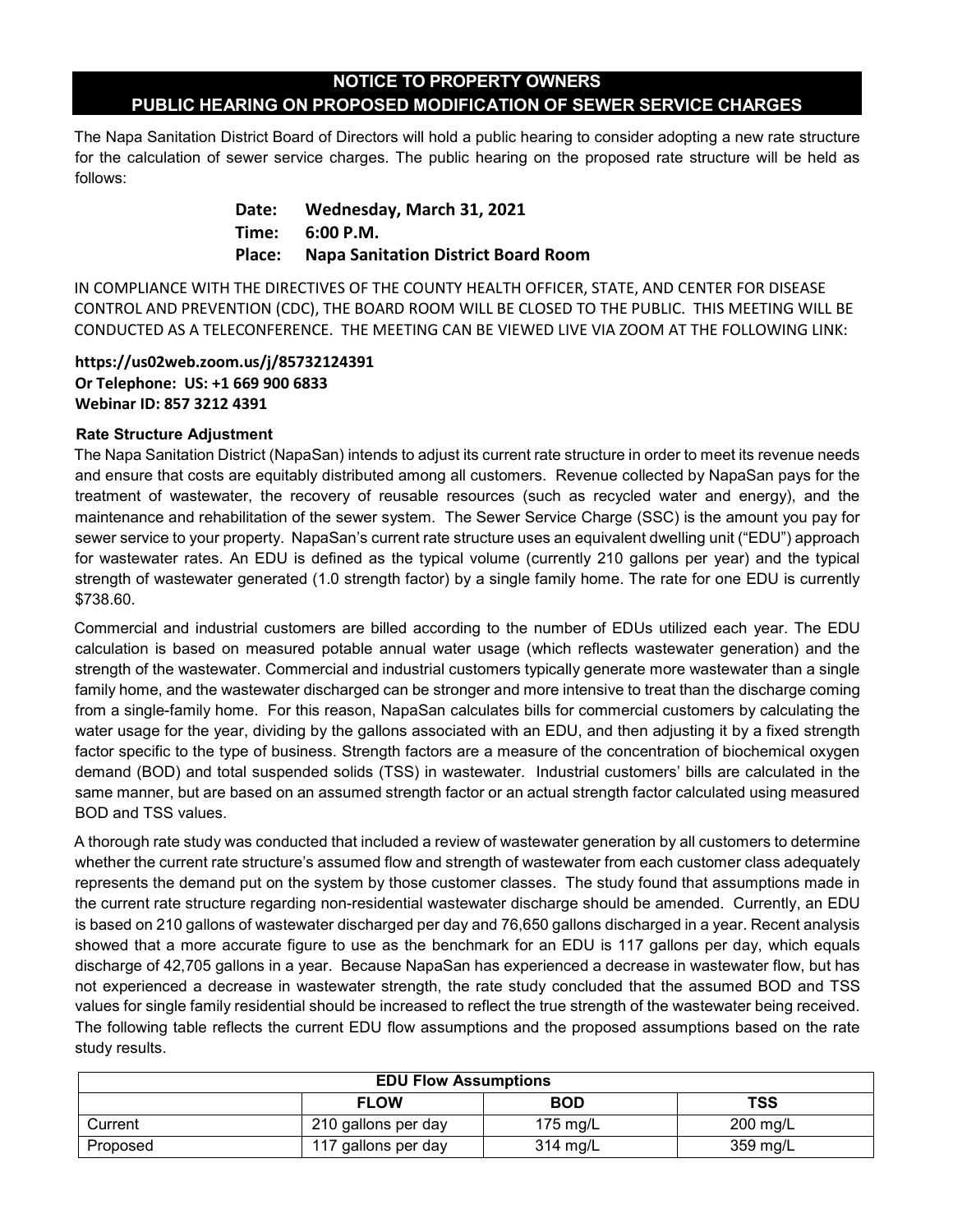# NOTICE TO PROPERTY OWNERS
# PUBLIC HEARING ON PROPOSED MODIFICATION OF SEWER SERVICE CHARGES

The Napa Sanitation District Board of Directors will hold a public hearing to consider adopting a new rate structure for the calculation of sewer service charges. The public hearing on the proposed rate structure will be held as follows:

**Date: Wednesday, March 31, 2021**
**Time: 6:00 P.M.**
**Place: Napa Sanitation District Board Room**

IN COMPLIANCE WITH THE DIRECTIVES OF THE COUNTY HEALTH OFFICER, STATE, AND CENTER FOR DISEASE CONTROL AND PREVENTION (CDC), THE BOARD ROOM WILL BE CLOSED TO THE PUBLIC. THIS MEETING WILL BE CONDUCTED AS A TELECONFERENCE. THE MEETING CAN BE VIEWED LIVE VIA ZOOM AT THE FOLLOWING LINK:

**https://us02web.zoom.us/j/85732124391**
**Or Telephone: US: +1 669 900 6833**
**Webinar ID: 857 3212 4391**

### Rate Structure Adjustment

The Napa Sanitation District (NapaSan) intends to adjust its current rate structure in order to meet its revenue needs and ensure that costs are equitably distributed among all customers. Revenue collected by NapaSan pays for the treatment of wastewater, the recovery of reusable resources (such as recycled water and energy), and the maintenance and rehabilitation of the sewer system. The Sewer Service Charge (SSC) is the amount you pay for sewer service to your property. NapaSan's current rate structure uses an equivalent dwelling unit ("EDU") approach for wastewater rates. An EDU is defined as the typical volume (currently 210 gallons per year) and the typical strength of wastewater generated (1.0 strength factor) by a single family home. The rate for one EDU is currently $738.60.

Commercial and industrial customers are billed according to the number of EDUs utilized each year. The EDU calculation is based on measured potable annual water usage (which reflects wastewater generation) and the strength of the wastewater. Commercial and industrial customers typically generate more wastewater than a single family home, and the wastewater discharged can be stronger and more intensive to treat than the discharge coming from a single-family home. For this reason, NapaSan calculates bills for commercial customers by calculating the water usage for the year, dividing by the gallons associated with an EDU, and then adjusting it by a fixed strength factor specific to the type of business. Strength factors are a measure of the concentration of biochemical oxygen demand (BOD) and total suspended solids (TSS) in wastewater. Industrial customers' bills are calculated in the same manner, but are based on an assumed strength factor or an actual strength factor calculated using measured BOD and TSS values.

A thorough rate study was conducted that included a review of wastewater generation by all customers to determine whether the current rate structure's assumed flow and strength of wastewater from each customer class adequately represents the demand put on the system by those customer classes. The study found that assumptions made in the current rate structure regarding non-residential wastewater discharge should be amended. Currently, an EDU is based on 210 gallons of wastewater discharged per day and 76,650 gallons discharged in a year. Recent analysis showed that a more accurate figure to use as the benchmark for an EDU is 117 gallons per day, which equals discharge of 42,705 gallons in a year. Because NapaSan has experienced a decrease in wastewater flow, but has not experienced a decrease in wastewater strength, the rate study concluded that the assumed BOD and TSS values for single family residential should be increased to reflect the true strength of the wastewater being received. The following table reflects the current EDU flow assumptions and the proposed assumptions based on the rate study results.

| EDU Flow Assumptions | | | |
|---|---|---|---|
| | **FLOW** | **BOD** | **TSS** |
| Current | 210 gallons per day | 175 mg/L | 200 mg/L |
| Proposed | 117 gallons per day | 314 mg/L | 359 mg/L |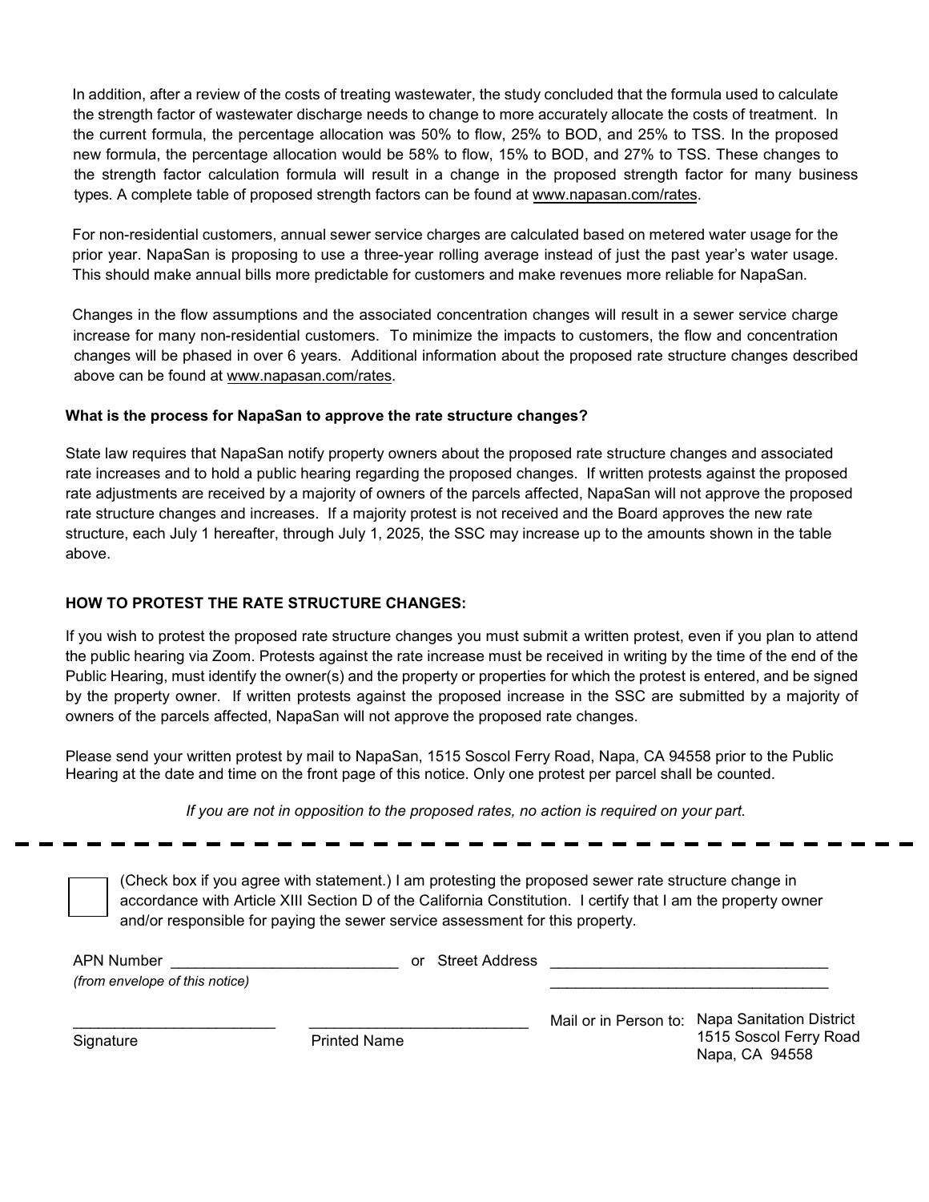In addition, after a review of the costs of treating wastewater, the study concluded that the formula used to calculate the strength factor of wastewater discharge needs to change to more accurately allocate the costs of treatment. In the current formula, the percentage allocation was 50% to flow, 25% to BOD, and 25% to TSS. In the proposed new formula, the percentage allocation would be 58% to flow, 15% to BOD, and 27% to TSS. These changes to the strength factor calculation formula will result in a change in the proposed strength factor for many business types. A complete table of proposed strength factors can be found at www.napasan.com/rates.

For non-residential customers, annual sewer service charges are calculated based on metered water usage for the prior year. NapaSan is proposing to use a three-year rolling average instead of just the past year's water usage. This should make annual bills more predictable for customers and make revenues more reliable for NapaSan.

Changes in the flow assumptions and the associated concentration changes will result in a sewer service charge increase for many non-residential customers. To minimize the impacts to customers, the flow and concentration changes will be phased in over 6 years. Additional information about the proposed rate structure changes described above can be found at www.napasan.com/rates.

**What is the process for NapaSan to approve the rate structure changes?**

State law requires that NapaSan notify property owners about the proposed rate structure changes and associated rate increases and to hold a public hearing regarding the proposed changes. If written protests against the proposed rate adjustments are received by a majority of owners of the parcels affected, NapaSan will not approve the proposed rate structure changes and increases. If a majority protest is not received and the Board approves the new rate structure, each July 1 hereafter, through July 1, 2025, the SSC may increase up to the amounts shown in the table above.

**HOW TO PROTEST THE RATE STRUCTURE CHANGES:**

If you wish to protest the proposed rate structure changes you must submit a written protest, even if you plan to attend the public hearing via Zoom. Protests against the rate increase must be received in writing by the time of the end of the Public Hearing, must identify the owner(s) and the property or properties for which the protest is entered, and be signed by the property owner. If written protests against the proposed increase in the SSC are submitted by a majority of owners of the parcels affected, NapaSan will not approve the proposed rate changes.

Please send your written protest by mail to NapaSan, 1515 Soscol Ferry Road, Napa, CA 94558 prior to the Public Hearing at the date and time on the front page of this notice. Only one protest per parcel shall be counted.

*If you are not in opposition to the proposed rates, no action is required on your part.*

---

☐ (Check box if you agree with statement.) I am protesting the proposed sewer rate structure change in accordance with Article XIII Section D of the California Constitution. I certify that I am the property owner and/or responsible for paying the sewer service assessment for this property.

APN Number ___________________________ or Street Address __________________________________
*(from envelope of this notice)* __________________________________

________________________ ________________________

Signature Printed Name

Mail or in Person to: Napa Sanitation District
1515 Soscol Ferry Road
Napa, CA 94558